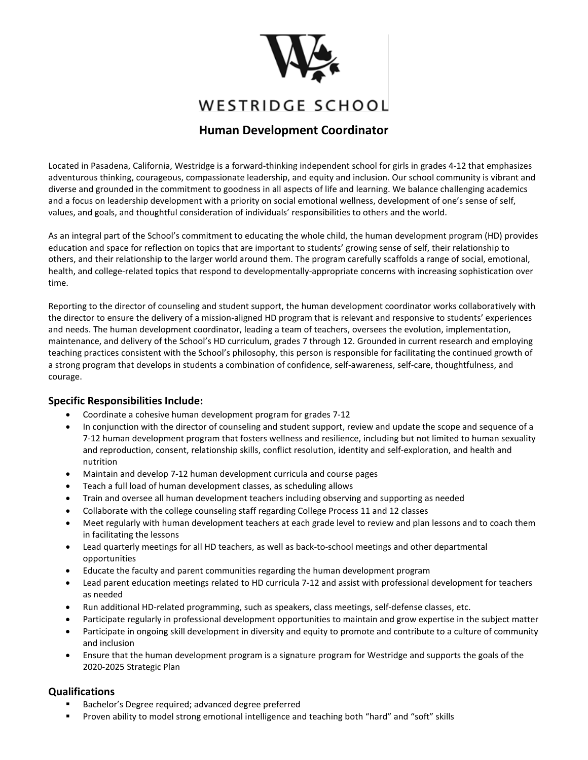# WESTRIDGE SCHOOL

## Human Development Coordinator

Located in Pasadena, California, Westridge is a forward-thinking independent school for girls in grades 4-12 that emphasizes adventurous thinking, courageous, compassionate leadership, and equity and inclusion. Our school community is vibrant and diverse and grounded in the commitment to goodness in all aspects of life and learning. We balance challenging academics and a focus on leadership development with a priority on social emotional wellness, development of one's sense of self, values, and goals, and thoughtful consideration of individuals' responsibilities to others and the world.

As an integral part of the School's commitment to educating the whole child, the human development program (HD) provides education and space for reflection on topics that are important to students' growing sense of self, their relationship to others, and their relationship to the larger world around them. The program carefully scaffolds a range of social, emotional, health, and college-related topics that respond to developmentally-appropriate concerns with increasing sophistication over time.

Reporting to the director of counseling and student support, the human development coordinator works collaboratively with the director to ensure the delivery of a mission-aligned HD program that is relevant and responsive to students' experiences and needs. The human development coordinator, leading a team of teachers, oversees the evolution, implementation, maintenance, and delivery of the School's HD curriculum, grades 7 through 12. Grounded in current research and employing teaching practices consistent with the School's philosophy, this person is responsible for facilitating the continued growth of a strong program that develops in students a combination of confidence, self-awareness, self-care, thoughtfulness, and courage.

### Specific Responsibilities Include:

- Coordinate a cohesive human development program for grades 7-12
- In conjunction with the director of counseling and student support, review and update the scope and sequence of a 7-12 human development program that fosters wellness and resilience, including but not limited to human sexuality and reproduction, consent, relationship skills, conflict resolution, identity and self-exploration, and health and nutrition
- Maintain and develop 7-12 human development curricula and course pages
- Teach a full load of human development classes, as scheduling allows
- Train and oversee all human development teachers including observing and supporting as needed
- Collaborate with the college counseling staff regarding College Process 11 and 12 classes
- Meet regularly with human development teachers at each grade level to review and plan lessons and to coach them in facilitating the lessons
- Lead quarterly meetings for all HD teachers, as well as back-to-school meetings and other departmental opportunities
- Educate the faculty and parent communities regarding the human development program
- Lead parent education meetings related to HD curricula 7-12 and assist with professional development for teachers as needed
- Run additional HD-related programming, such as speakers, class meetings, self-defense classes, etc.
- Participate regularly in professional development opportunities to maintain and grow expertise in the subject matter
- Participate in ongoing skill development in diversity and equity to promote and contribute to a culture of community and inclusion
- Ensure that the human development program is a signature program for Westridge and supports the goals of the 2020-2025 Strategic Plan

### Qualifications

- Bachelor's Degree required; advanced degree preferred
- Proven ability to model strong emotional intelligence and teaching both "hard" and "soft" skills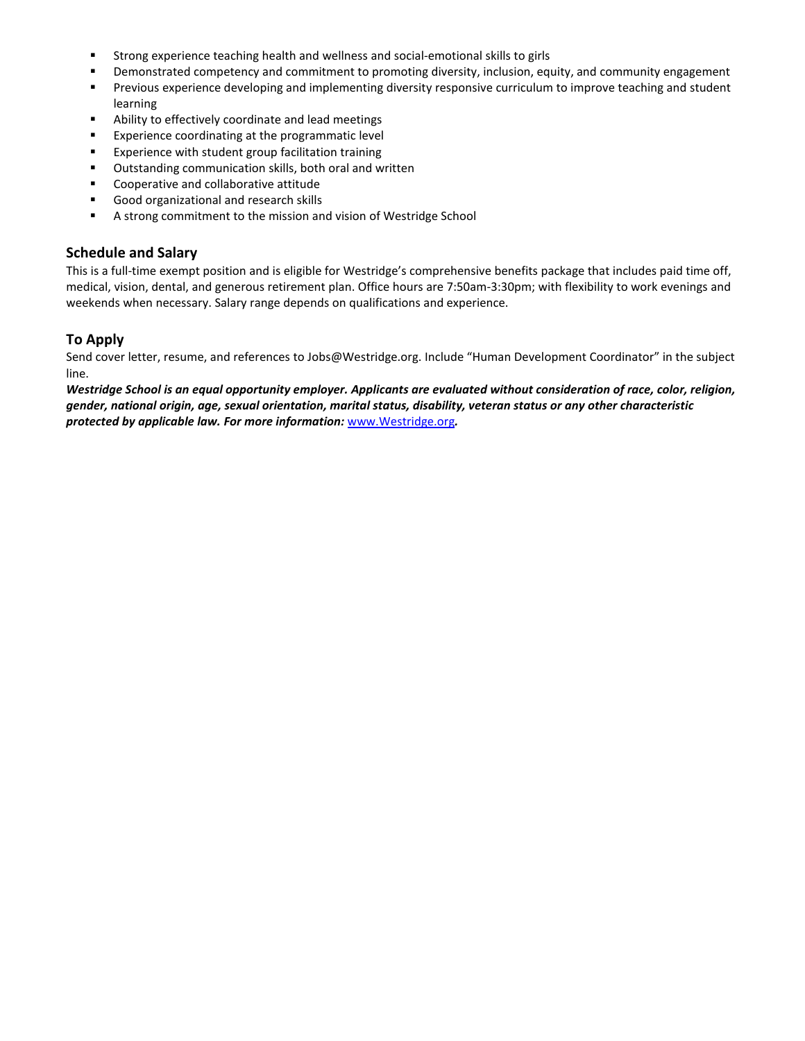- Strong experience teaching health and wellness and social-emotional skills to girls
- Demonstrated competency and commitment to promoting diversity, inclusion, equity, and community engagement
- Previous experience developing and implementing diversity responsive curriculum to improve teaching and student learning
- Ability to effectively coordinate and lead meetings
- Experience coordinating at the programmatic level
- Experience with student group facilitation training
- Outstanding communication skills, both oral and written
- Cooperative and collaborative attitude
- Good organizational and research skills
- A strong commitment to the mission and vision of Westridge School

## Schedule and Salary

This is a full-time exempt position and is eligible for Westridge's comprehensive benefits package that includes paid time off, medical, vision, dental, and generous retirement plan. Office hours are 7:50am-3:30pm; with flexibility to work evenings and weekends when necessary. Salary range depends on qualifications and experience.

## To Apply

Send cover letter, resume, and references to Jobs@Westridge.org. Include "Human Development Coordinator" in the subject line.

***Westridge School is an equal opportunity employer. Applicants are evaluated without consideration of race, color, religion, gender, national origin, age, sexual orientation, marital status, disability, veteran status or any other characteristic protected by applicable law. For more information:*** [www.Westridge.org](http://www.Westridge.org)***.***